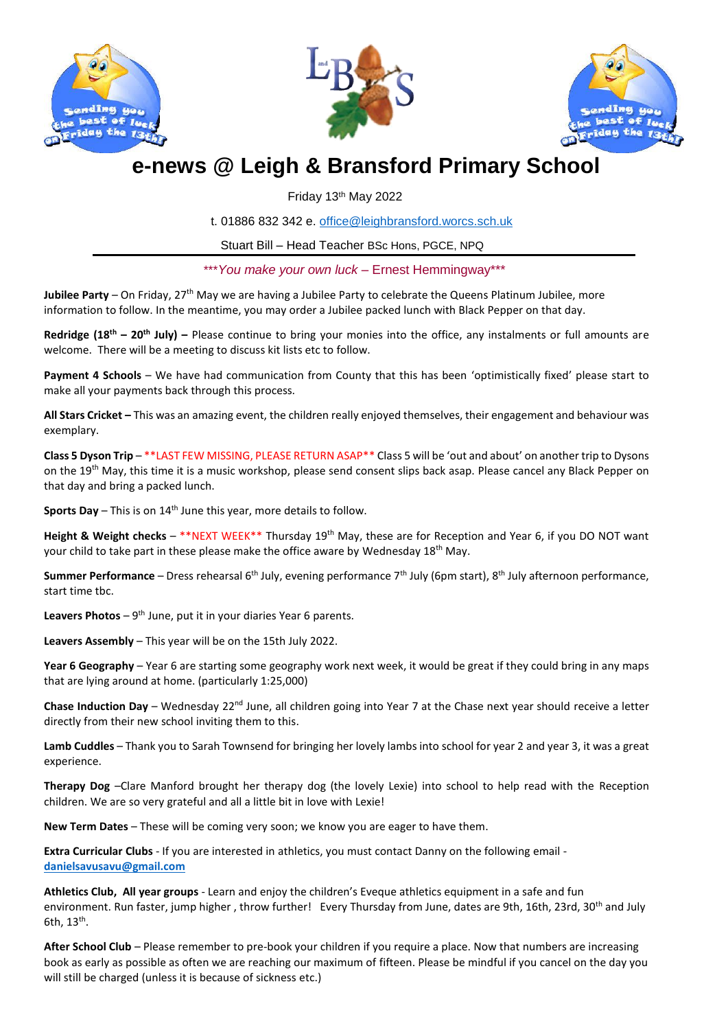# e-news @ Leigh & Bransford Primary School

Friday 13th May 2022

t. 01886 832 342 e. office@leighbransford.worcs.sch.uk

Stuart Bill – Head Teacher BSc Hons, PGCE, NPQ

****You make your own luck* – Ernest Hemmingway***

**Jubilee Party** – On Friday, 27th May we are having a Jubilee Party to celebrate the Queens Platinum Jubilee, more information to follow. In the meantime, you may order a Jubilee packed lunch with Black Pepper on that day.

**Redridge (18th – 20th July) –** Please continue to bring your monies into the office, any instalments or full amounts are welcome. There will be a meeting to discuss kit lists etc to follow.

**Payment 4 Schools** – We have had communication from County that this has been 'optimistically fixed' please start to make all your payments back through this process.

**All Stars Cricket –** This was an amazing event, the children really enjoyed themselves, their engagement and behaviour was exemplary.

**Class 5 Dyson Trip** – **LAST FEW MISSING, PLEASE RETURN ASAP** Class 5 will be 'out and about' on another trip to Dysons on the 19th May, this time it is a music workshop, please send consent slips back asap. Please cancel any Black Pepper on that day and bring a packed lunch.

**Sports Day** – This is on 14th June this year, more details to follow.

**Height & Weight checks** – **NEXT WEEK** Thursday 19th May, these are for Reception and Year 6, if you DO NOT want your child to take part in these please make the office aware by Wednesday 18th May.

**Summer Performance** – Dress rehearsal 6th July, evening performance 7th July (6pm start), 8th July afternoon performance, start time tbc.

**Leavers Photos** – 9th June, put it in your diaries Year 6 parents.

**Leavers Assembly** – This year will be on the 15th July 2022.

**Year 6 Geography** – Year 6 are starting some geography work next week, it would be great if they could bring in any maps that are lying around at home. (particularly 1:25,000)

**Chase Induction Day** – Wednesday 22nd June, all children going into Year 7 at the Chase next year should receive a letter directly from their new school inviting them to this.

**Lamb Cuddles** – Thank you to Sarah Townsend for bringing her lovely lambs into school for year 2 and year 3, it was a great experience.

**Therapy Dog** –Clare Manford brought her therapy dog (the lovely Lexie) into school to help read with the Reception children. We are so very grateful and all a little bit in love with Lexie!

**New Term Dates** – These will be coming very soon; we know you are eager to have them.

**Extra Curricular Clubs** - If you are interested in athletics, you must contact Danny on the following email - **danielsavusavu@gmail.com**

**Athletics Club, All year groups** - Learn and enjoy the children's Eveque athletics equipment in a safe and fun environment. Run faster, jump higher , throw further! Every Thursday from June, dates are 9th, 16th, 23rd, 30th and July 6th, 13th.

**After School Club** – Please remember to pre-book your children if you require a place. Now that numbers are increasing book as early as possible as often we are reaching our maximum of fifteen. Please be mindful if you cancel on the day you will still be charged (unless it is because of sickness etc.)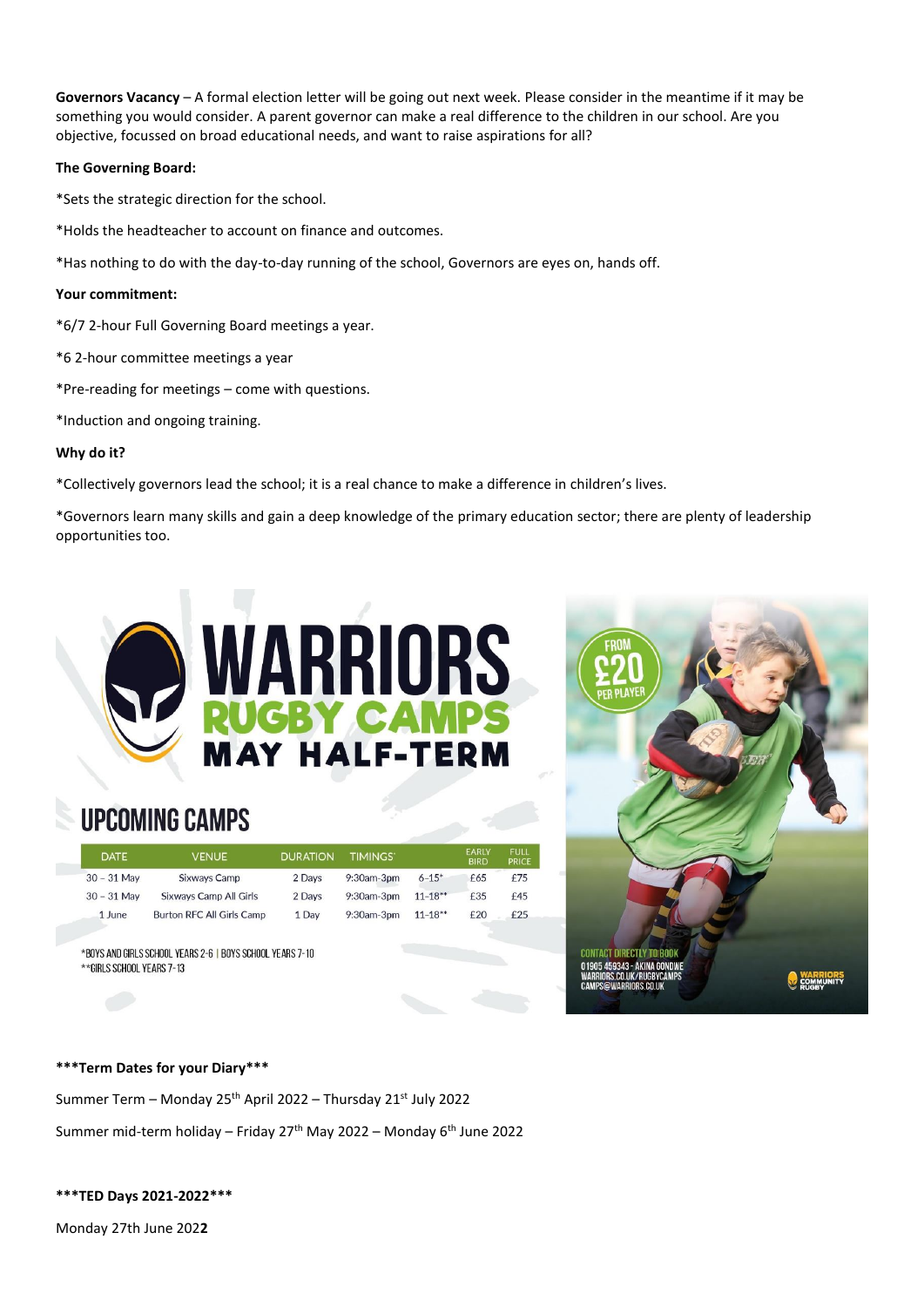**Governors Vacancy** – A formal election letter will be going out next week. Please consider in the meantime if it may be something you would consider. A parent governor can make a real difference to the children in our school. Are you objective, focussed on broad educational needs, and want to raise aspirations for all?

**The Governing Board:**

*Sets the strategic direction for the school.

*Holds the headteacher to account on finance and outcomes.

*Has nothing to do with the day-to-day running of the school, Governors are eyes on, hands off.

**Your commitment:**

*6/7 2-hour Full Governing Board meetings a year.

*6 2-hour committee meetings a year

*Pre-reading for meetings – come with questions.

*Induction and ongoing training.

**Why do it?**

*Collectively governors lead the school; it is a real chance to make a difference in children's lives.

*Governors learn many skills and gain a deep knowledge of the primary education sector; there are plenty of leadership opportunities too.

# WARRIORS RUGBY CAMPS MAY HALF-TERM

## UPCOMING CAMPS

| DATE | VENUE | DURATION | TIMINGS* | | EARLY BIRD | FULL PRICE |
|---|---|---|---|---|---|---|
| 30 – 31 May | Sixways Camp | 2 Days | 9:30am-3pm | 6-15* | £65 | £75 |
| 30 – 31 May | Sixways Camp All Girls | 2 Days | 9:30am-3pm | 11-18** | £35 | £45 |
| 1 June | Burton RFC All Girls Camp | 1 Day | 9:30am-3pm | 11-18** | £20 | £25 |

*BOYS AND GIRLS SCHOOL YEARS 2-6 | BOYS SCHOOL YEARS 7-10
**GIRLS SCHOOL YEARS 7-13

FROM £20 PER PLAYER

CONTACT DIRECTLY TO BOOK
01905 459343 - AKINA GONDWE
WARRIORS.CO.UK/RUGBYCAMPS
CAMPS@WARRIORS.CO.UK

WARRIORS COMMUNITY RUGBY

**\*\*\*Term Dates for your Diary\*\*\***

Summer Term – Monday 25th April 2022 – Thursday 21st July 2022

Summer mid-term holiday – Friday 27th May 2022 – Monday 6th June 2022

**\*\*\*TED Days 2021-2022\*\*\***

Monday 27th June 202**2**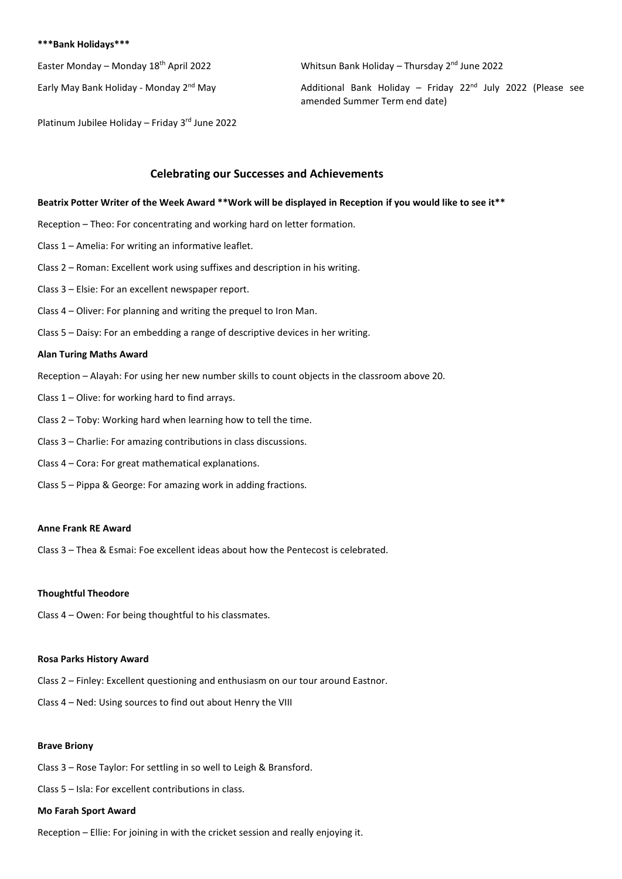**\*\*\*Bank Holidays\*\*\***

Easter Monday – Monday 18th April 2022

Early May Bank Holiday - Monday 2nd May

Platinum Jubilee Holiday – Friday 3rd June 2022

Whitsun Bank Holiday – Thursday 2nd June 2022

Additional Bank Holiday – Friday 22nd July 2022 (Please see amended Summer Term end date)

## Celebrating our Successes and Achievements

**Beatrix Potter Writer of the Week Award \*\*Work will be displayed in Reception if you would like to see it\*\***

Reception – Theo: For concentrating and working hard on letter formation.

Class 1 – Amelia: For writing an informative leaflet.

Class 2 – Roman: Excellent work using suffixes and description in his writing.

Class 3 – Elsie: For an excellent newspaper report.

Class 4 – Oliver: For planning and writing the prequel to Iron Man.

Class 5 – Daisy: For an embedding a range of descriptive devices in her writing.

**Alan Turing Maths Award**

Reception – Alayah: For using her new number skills to count objects in the classroom above 20.

Class 1 – Olive: for working hard to find arrays.

Class 2 – Toby: Working hard when learning how to tell the time.

Class 3 – Charlie: For amazing contributions in class discussions.

Class 4 – Cora: For great mathematical explanations.

Class 5 – Pippa & George: For amazing work in adding fractions.

**Anne Frank RE Award**

Class 3 – Thea & Esmai: Foe excellent ideas about how the Pentecost is celebrated.

**Thoughtful Theodore**

Class 4 – Owen: For being thoughtful to his classmates.

**Rosa Parks History Award**

Class 2 – Finley: Excellent questioning and enthusiasm on our tour around Eastnor.

Class 4 – Ned: Using sources to find out about Henry the VIII

**Brave Briony**

Class 3 – Rose Taylor: For settling in so well to Leigh & Bransford.

Class 5 – Isla: For excellent contributions in class.

**Mo Farah Sport Award**

Reception – Ellie: For joining in with the cricket session and really enjoying it.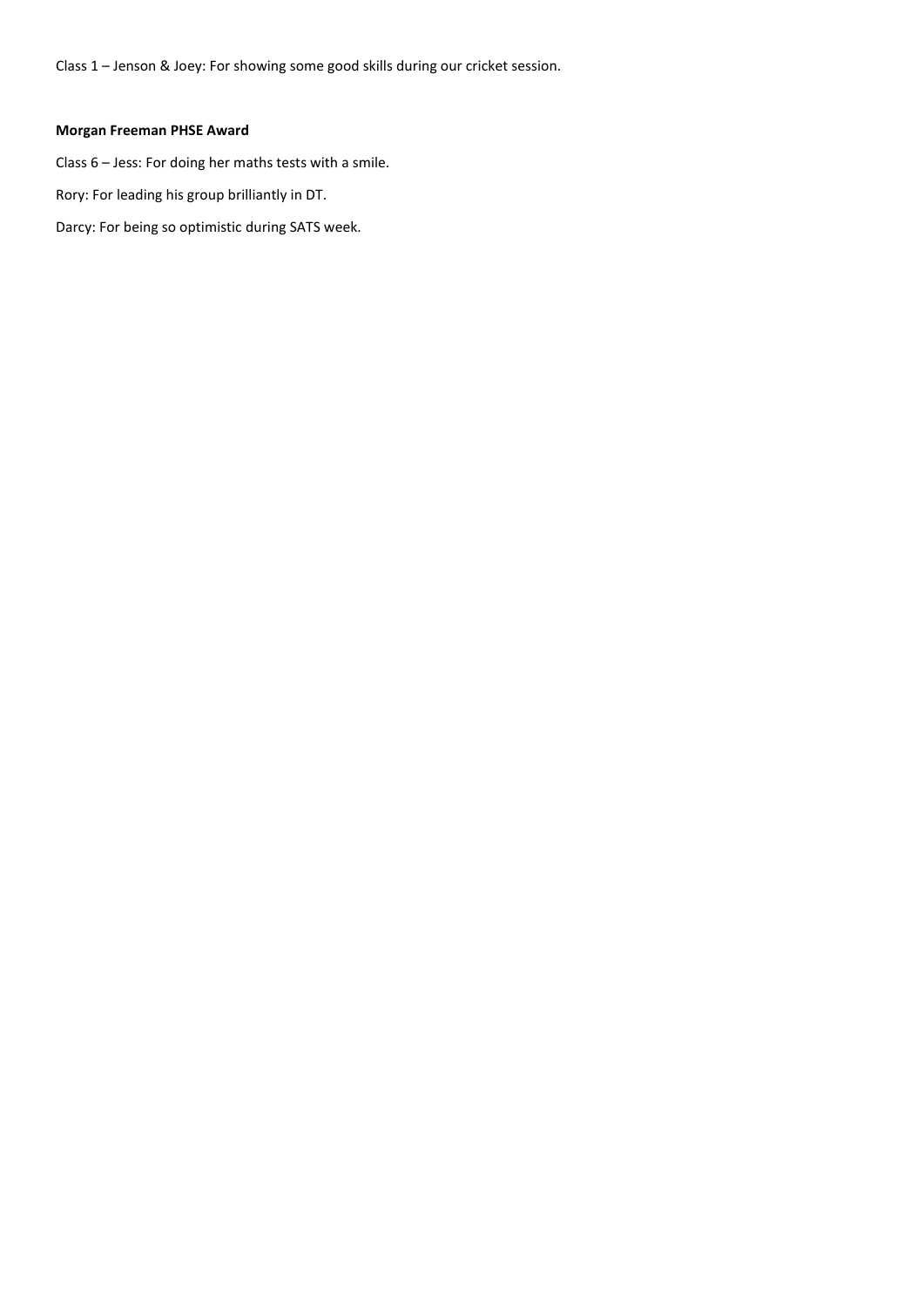Class 1 – Jenson & Joey: For showing some good skills during our cricket session.

**Morgan Freeman PHSE Award**

Class 6 – Jess: For doing her maths tests with a smile.

Rory: For leading his group brilliantly in DT.

Darcy: For being so optimistic during SATS week.